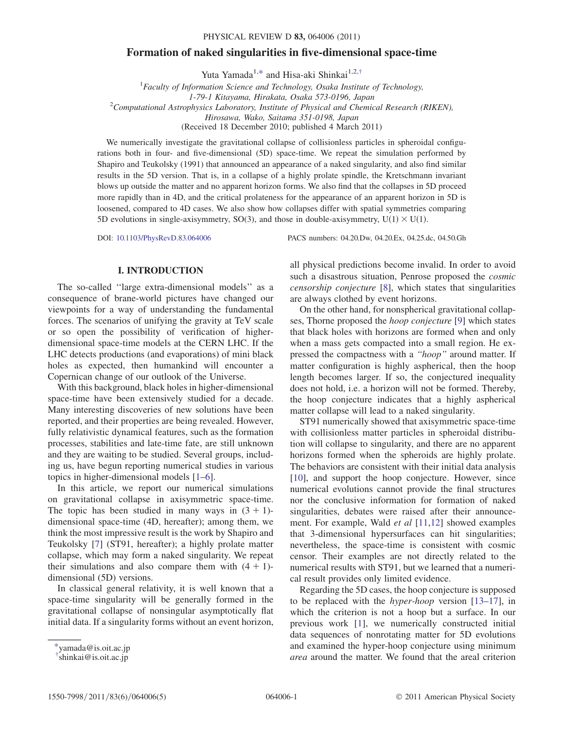# Formation of naked singularities in five-dimensional space-time

Yuta Yamada[1,*] and Hisa-aki Shinkai[1,2,†]

[1]Faculty of Information Science and Technology, Osaka Institute of Technology, 1-79-1 Kitayama, Hirakata, Osaka 573-0196, Japan

[2]Computational Astrophysics Laboratory, Institute of Physical and Chemical Research (RIKEN), Hirosawa, Wako, Saitama 351-0198, Japan

(Received 18 December 2010; published 4 March 2011)

We numerically investigate the gravitational collapse of collisionless particles in spheroidal configurations both in four- and five-dimensional (5D) space-time. We repeat the simulation performed by Shapiro and Teukolsky (1991) that announced an appearance of a naked singularity, and also find similar results in the 5D version. That is, in a collapse of a highly prolate spindle, the Kretschmann invariant blows up outside the matter and no apparent horizon forms. We also find that the collapses in 5D proceed more rapidly than in 4D, and the critical prolateness for the appearance of an apparent horizon in 5D is loosened, compared to 4D cases. We also show how collapses differ with spatial symmetries comparing 5D evolutions in single-axisymmetry, SO(3), and those in double-axisymmetry, $U(1) \times U(1)$.

DOI: 10.1103/PhysRevD.83.064006 PACS numbers: 04.20.Dw, 04.20.Ex, 04.25.dc, 04.50.Gh

## I. INTRODUCTION

The so-called "large extra-dimensional models" as a consequence of brane-world pictures have changed our viewpoints for a way of understanding the fundamental forces. The scenarios of unifying the gravity at TeV scale or so open the possibility of verification of higher-dimensional space-time models at the CERN LHC. If the LHC detects productions (and evaporations) of mini black holes as expected, then humankind will encounter a Copernican change of our outlook of the Universe.

With this background, black holes in higher-dimensional space-time have been extensively studied for a decade. Many interesting discoveries of new solutions have been reported, and their properties are being revealed. However, fully relativistic dynamical features, such as the formation processes, stabilities and late-time fate, are still unknown and they are waiting to be studied. Several groups, including us, have begun reporting numerical studies in various topics in higher-dimensional models [1–6].

In this article, we report our numerical simulations on gravitational collapse in axisymmetric space-time. The topic has been studied in many ways in $(3+1)$-dimensional space-time (4D, hereafter); among them, we think the most impressive result is the work by Shapiro and Teukolsky [7] (ST91, hereafter); a highly prolate matter collapse, which may form a naked singularity. We repeat their simulations and also compare them with $(4+1)$-dimensional (5D) versions.

In classical general relativity, it is well known that a space-time singularity will be generally formed in the gravitational collapse of nonsingular asymptotically flat initial data. If a singularity forms without an event horizon, all physical predictions become invalid. In order to avoid such a disastrous situation, Penrose proposed the *cosmic censorship conjecture* [8], which states that singularities are always clothed by event horizons.

On the other hand, for nonspherical gravitational collapses, Thorne proposed the *hoop conjecture* [9] which states that black holes with horizons are formed when and only when a mass gets compacted into a small region. He expressed the compactness with a *"hoop"* around matter. If matter configuration is highly aspherical, then the hoop length becomes larger. If so, the conjectured inequality does not hold, i.e. a horizon will not be formed. Thereby, the hoop conjecture indicates that a highly aspherical matter collapse will lead to a naked singularity.

ST91 numerically showed that axisymmetric space-time with collisionless matter particles in spheroidal distribution will collapse to singularity, and there are no apparent horizons formed when the spheroids are highly prolate. The behaviors are consistent with their initial data analysis [10], and support the hoop conjecture. However, since numerical evolutions cannot provide the final structures nor the conclusive information for formation of naked singularities, debates were raised after their announcement. For example, Wald *et al* [11,12] showed examples that 3-dimensional hypersurfaces can hit singularities; nevertheless, the space-time is consistent with cosmic censor. Their examples are not directly related to the numerical results with ST91, but we learned that a numerical result provides only limited evidence.

Regarding the 5D cases, the hoop conjecture is supposed to be replaced with the *hyper-hoop* version [13–17], in which the criterion is not a hoop but a surface. In our previous work [1], we numerically constructed initial data sequences of nonrotating matter for 5D evolutions and examined the hyper-hoop conjecture using minimum *area* around the matter. We found that the areal criterion

---

*yamada@is.oit.ac.jp

†shinkai@is.oit.ac.jp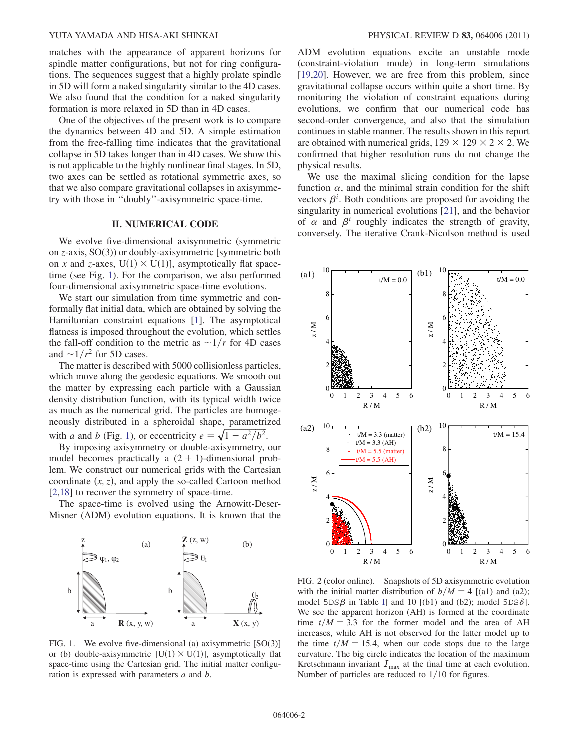matches with the appearance of apparent horizons for spindle matter configurations, but not for ring configurations. The sequences suggest that a highly prolate spindle in 5D will form a naked singularity similar to the 4D cases. We also found that the condition for a naked singularity formation is more relaxed in 5D than in 4D cases.

One of the objectives of the present work is to compare the dynamics between 4D and 5D. A simple estimation from the free-falling time indicates that the gravitational collapse in 5D takes longer than in 4D cases. We show this is not applicable to the highly nonlinear final stages. In 5D, two axes can be settled as rotational symmetric axes, so that we also compare gravitational collapses in axisymmetry with those in "doubly"-axisymmetric space-time.

## II. NUMERICAL CODE

We evolve five-dimensional axisymmetric (symmetric on $z$-axis, SO(3)) or doubly-axisymmetric [symmetric both on $x$ and $z$-axes, $U(1) \times U(1)$], asymptotically flat space-time (see Fig. 1). For the comparison, we also performed four-dimensional axisymmetric space-time evolutions.

We start our simulation from time symmetric and conformally flat initial data, which are obtained by solving the Hamiltonian constraint equations [1]. The asymptotical flatness is imposed throughout the evolution, which settles the fall-off condition to the metric as $\sim 1/r$ for 4D cases and $\sim 1/r^2$ for 5D cases.

The matter is described with 5000 collisionless particles, which move along the geodesic equations. We smooth out the matter by expressing each particle with a Gaussian density distribution function, with its typical width twice as much as the numerical grid. The particles are homogeneously distributed in a spheroidal shape, parametrized with $a$ and $b$ (Fig. 1), or eccentricity $e = \sqrt{1 - a^2/b^2}$.

By imposing axisymmetry or double-axisymmetry, our model becomes practically a $(2+1)$-dimensional problem. We construct our numerical grids with the Cartesian coordinate $(x, z)$, and apply the so-called Cartoon method [2,18] to recover the symmetry of space-time.

The space-time is evolved using the Arnowitt-Deser-Misner (ADM) evolution equations. It is known that the ADM evolution equations excite an unstable mode (constraint-violation mode) in long-term simulations [19,20]. However, we are free from this problem, since gravitational collapse occurs within quite a short time. By monitoring the violation of constraint equations during evolutions, we confirm that our numerical code has second-order convergence, and also that the simulation continues in stable manner. The results shown in this report are obtained with numerical grids, $129 \times 129 \times 2 \times 2$. We confirmed that higher resolution runs do not change the physical results.

We use the maximal slicing condition for the lapse function $\alpha$, and the minimal strain condition for the shift vectors $\beta^i$. Both conditions are proposed for avoiding the singularity in numerical evolutions [21], and the behavior of $\alpha$ and $\beta^i$ roughly indicates the strength of gravity, conversely. The iterative Crank-Nicolson method is used

FIG. 1. We evolve five-dimensional (a) axisymmetric [SO(3)] or (b) double-axisymmetric [$U(1) \times U(1)$], asymptotically flat space-time using the Cartesian grid. The initial matter configuration is expressed with parameters $a$ and $b$.

FIG. 2 (color online). Snapshots of 5D axisymmetric evolution with the initial matter distribution of $b/M = 4$ [(a1) and (a2); model 5DS$\beta$ in Table I] and 10 [(b1) and (b2); model 5DS$\delta$]. We see the apparent horizon (AH) is formed at the coordinate time $t/M = 3.3$ for the former model and the area of AH increases, while AH is not observed for the latter model up to the time $t/M = 15.4$, when our code stops due to the large curvature. The big circle indicates the location of the maximum Kretschmann invariant $\mathcal{I}_{\max}$ at the final time at each evolution. Number of particles are reduced to $1/10$ for figures.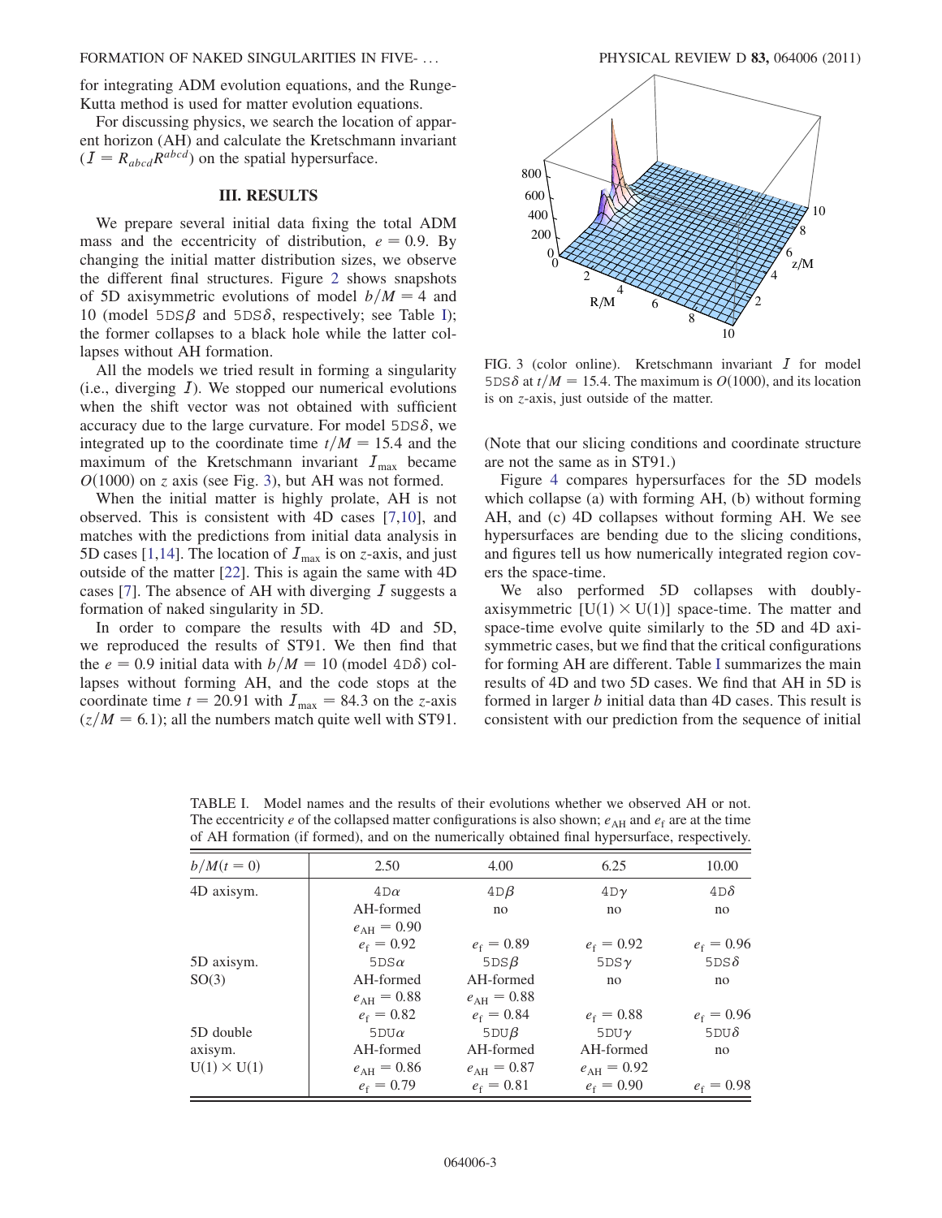for integrating ADM evolution equations, and the Runge-Kutta method is used for matter evolution equations.

For discussing physics, we search the location of apparent horizon (AH) and calculate the Kretschmann invariant ($\mathcal{I} = R_{abcd}R^{abcd}$) on the spatial hypersurface.

## III. RESULTS

We prepare several initial data fixing the total ADM mass and the eccentricity of distribution, $e = 0.9$. By changing the initial matter distribution sizes, we observe the different final structures. Figure 2 shows snapshots of 5D axisymmetric evolutions of model $b/M = 4$ and 10 (model 5DS$\beta$ and 5DS$\delta$, respectively; see Table I); the former collapses to a black hole while the latter collapses without AH formation.

All the models we tried result in forming a singularity (i.e., diverging $\mathcal{I}$). We stopped our numerical evolutions when the shift vector was not obtained with sufficient accuracy due to the large curvature. For model 5DS$\delta$, we integrated up to the coordinate time $t/M = 15.4$ and the maximum of the Kretschmann invariant $\mathcal{I}_{\max}$ became $O(1000)$ on $z$ axis (see Fig. 3), but AH was not formed.

When the initial matter is highly prolate, AH is not observed. This is consistent with 4D cases [7,10], and matches with the predictions from initial data analysis in 5D cases [1,14]. The location of $\mathcal{I}_{\max}$ is on $z$-axis, and just outside of the matter [22]. This is again the same with 4D cases [7]. The absence of AH with diverging $\mathcal{I}$ suggests a formation of naked singularity in 5D.

In order to compare the results with 4D and 5D, we reproduced the results of ST91. We then find that the $e = 0.9$ initial data with $b/M = 10$ (model 4D$\delta$) collapses without forming AH, and the code stops at the coordinate time $t = 20.91$ with $\mathcal{I}_{\max} = 84.3$ on the $z$-axis ($z/M = 6.1$); all the numbers match quite well with ST91.

FIG. 3 (color online). Kretschmann invariant $\mathcal{I}$ for model 5DS$\delta$ at $t/M = 15.4$. The maximum is $O(1000)$, and its location is on $z$-axis, just outside of the matter.

(Note that our slicing conditions and coordinate structure are not the same as in ST91.)

Figure 4 compares hypersurfaces for the 5D models which collapse (a) with forming AH, (b) without forming AH, and (c) 4D collapses without forming AH. We see hypersurfaces are bending due to the slicing conditions, and figures tell us how numerically integrated region covers the space-time.

We also performed 5D collapses with doubly-axisymmetric [U(1) × U(1)] space-time. The matter and space-time evolve quite similarly to the 5D and 4D axisymmetric cases, but we find that the critical configurations for forming AH are different. Table I summarizes the main results of 4D and two 5D cases. We find that AH in 5D is formed in larger $b$ initial data than 4D cases. This result is consistent with our prediction from the sequence of initial

TABLE I. Model names and the results of their evolutions whether we observed AH or not. The eccentricity $e$ of the collapsed matter configurations is also shown; $e_{\rm AH}$ and $e_{\rm f}$ are at the time of AH formation (if formed), and on the numerically obtained final hypersurface, respectively.

| $b/M(t=0)$ | 2.50 | 4.00 | 6.25 | 10.00 |
|---|---|---|---|---|
| 4D axisym. | 4D$\alpha$ | 4D$\beta$ | 4D$\gamma$ | 4D$\delta$ |
| | AH-formed | no | no | no |
| | $e_{\rm AH} = 0.90$ | | | |
| | $e_{\rm f} = 0.92$ | $e_{\rm f} = 0.89$ | $e_{\rm f} = 0.92$ | $e_{\rm f} = 0.96$ |
| 5D axisym. | 5DS$\alpha$ | 5DS$\beta$ | 5DS$\gamma$ | 5DS$\delta$ |
| SO(3) | AH-formed | AH-formed | no | no |
| | $e_{\rm AH} = 0.88$ | $e_{\rm AH} = 0.88$ | | |
| | $e_{\rm f} = 0.82$ | $e_{\rm f} = 0.84$ | $e_{\rm f} = 0.88$ | $e_{\rm f} = 0.96$ |
| 5D double | 5DU$\alpha$ | 5DU$\beta$ | 5DU$\gamma$ | 5DU$\delta$ |
| axisym. | AH-formed | AH-formed | AH-formed | no |
| U(1) × U(1) | $e_{\rm AH} = 0.86$ | $e_{\rm AH} = 0.87$ | $e_{\rm AH} = 0.92$ | |
| | $e_{\rm f} = 0.79$ | $e_{\rm f} = 0.81$ | $e_{\rm f} = 0.90$ | $e_{\rm f} = 0.98$ |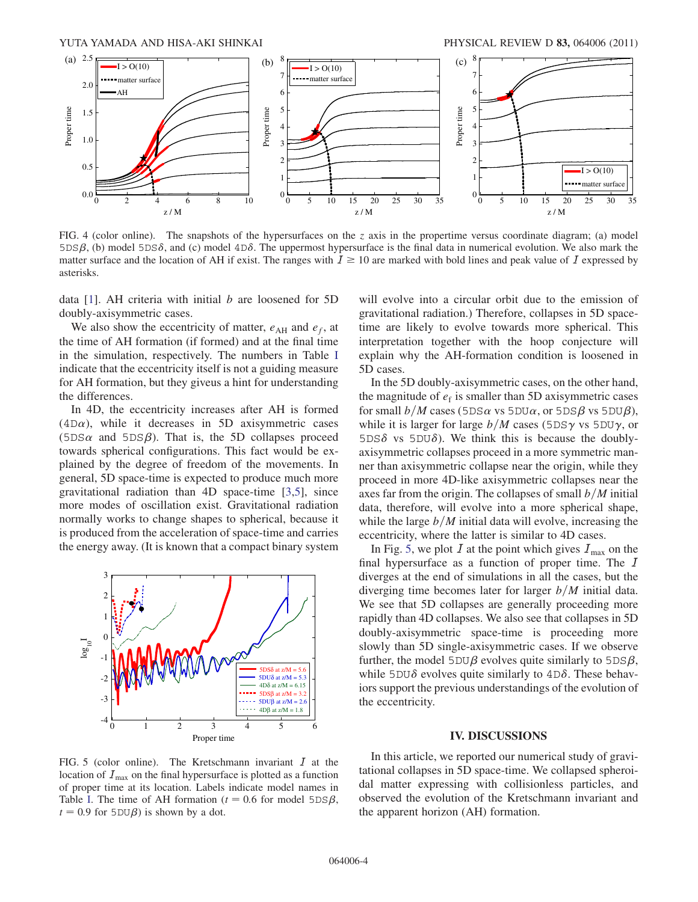FIG. 4 (color online). The snapshots of the hypersurfaces on the $z$ axis in the propertime versus coordinate diagram; (a) model 5DS$\beta$, (b) model 5DS$\delta$, and (c) model 4D$\delta$. The uppermost hypersurface is the final data in numerical evolution. We also mark the matter surface and the location of AH if exist. The ranges with $\mathcal{I} \geq 10$ are marked with bold lines and peak value of $\mathcal{I}$ expressed by asterisks.

data [1]. AH criteria with initial $b$ are loosened for 5D doubly-axisymmetric cases.

We also show the eccentricity of matter, $e_{\rm AH}$ and $e_f$, at the time of AH formation (if formed) and at the final time in the simulation, respectively. The numbers in Table I indicate that the eccentricity itself is not a guiding measure for AH formation, but they giveus a hint for understanding the differences.

In 4D, the eccentricity increases after AH is formed (4D$\alpha$), while it decreases in 5D axisymmetric cases (5DS$\alpha$ and 5DS$\beta$). That is, the 5D collapses proceed towards spherical configurations. This fact would be explained by the degree of freedom of the movements. In general, 5D space-time is expected to produce much more gravitational radiation than 4D space-time [3,5], since more modes of oscillation exist. Gravitational radiation normally works to change shapes to spherical, because it is produced from the acceleration of space-time and carries the energy away. (It is known that a compact binary system will evolve into a circular orbit due to the emission of gravitational radiation.) Therefore, collapses in 5D spacetime are likely to evolve towards more spherical. This interpretation together with the hoop conjecture will explain why the AH-formation condition is loosened in 5D cases.

In the 5D doubly-axisymmetric cases, on the other hand, the magnitude of $e_{\rm f}$ is smaller than 5D axisymmetric cases for small $b/M$ cases (5DS$\alpha$ vs 5DU$\alpha$, or 5DS$\beta$ vs 5DU$\beta$), while it is larger for large $b/M$ cases (5DS$\gamma$ vs 5DU$\gamma$, or 5DS$\delta$ vs 5DU$\delta$). We think this is because the doubly-axisymmetric collapses proceed in a more symmetric manner than axisymmetric collapse near the origin, while they proceed in more 4D-like axisymmetric collapses near the axes far from the origin. The collapses of small $b/M$ initial data, therefore, will evolve into a more spherical shape, while the large $b/M$ initial data will evolve, increasing the eccentricity, where the latter is similar to 4D cases.

In Fig. 5, we plot $\mathcal{I}$ at the point which gives $\mathcal{I}_{\rm max}$ on the final hypersurface as a function of proper time. The $\mathcal{I}$ diverges at the end of simulations in all the cases, but the diverging time becomes later for larger $b/M$ initial data. We see that 5D collapses are generally proceeding more rapidly than 4D collapses. We also see that collapses in 5D doubly-axisymmetric space-time is proceeding more slowly than 5D single-axisymmetric cases. If we observe further, the model 5DU$\beta$ evolves quite similarly to 5DS$\beta$, while 5DU$\delta$ evolves quite similarly to 4D$\delta$. These behaviors support the previous understandings of the evolution of the eccentricity.

FIG. 5 (color online). The Kretschmann invariant $\mathcal{I}$ at the location of $\mathcal{I}_{\rm max}$ on the final hypersurface is plotted as a function of proper time at its location. Labels indicate model names in Table I. The time of AH formation ($t = 0.6$ for model 5DS$\beta$, $t = 0.9$ for 5DU$\beta$) is shown by a dot.

## IV. DISCUSSIONS

In this article, we reported our numerical study of gravitational collapses in 5D space-time. We collapsed spheroidal matter expressing with collisionless particles, and observed the evolution of the Kretschmann invariant and the apparent horizon (AH) formation.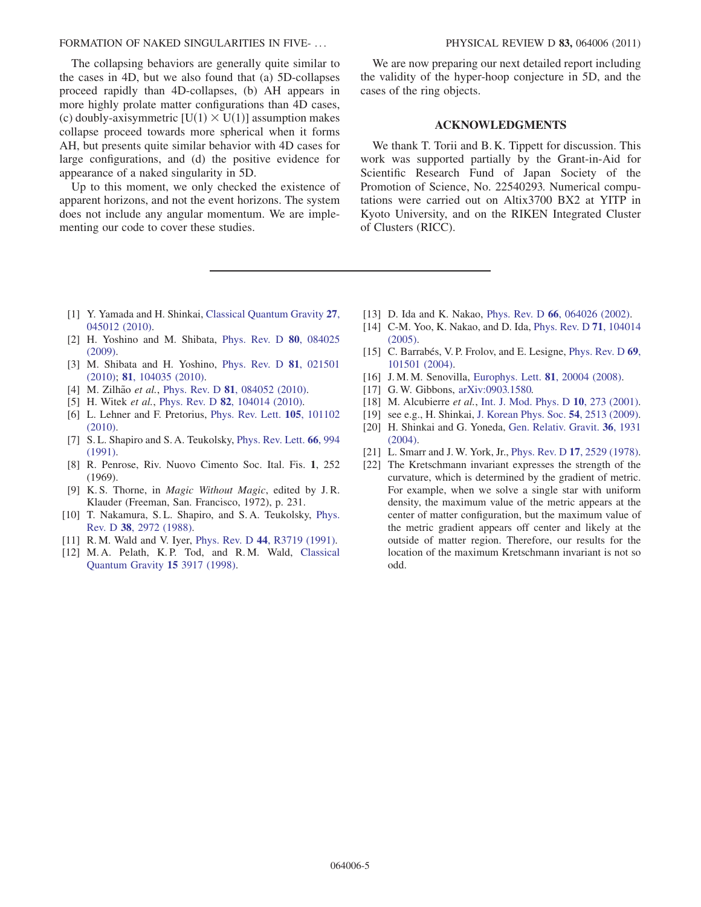The collapsing behaviors are generally quite similar to the cases in 4D, but we also found that (a) 5D-collapses proceed rapidly than 4D-collapses, (b) AH appears in more highly prolate matter configurations than 4D cases, (c) doubly-axisymmetric [$U(1) \times U(1)$] assumption makes collapse proceed towards more spherical when it forms AH, but presents quite similar behavior with 4D cases for large configurations, and (d) the positive evidence for appearance of a naked singularity in 5D.

Up to this moment, we only checked the existence of apparent horizons, and not the event horizons. The system does not include any angular momentum. We are implementing our code to cover these studies.

We are now preparing our next detailed report including the validity of the hyper-hoop conjecture in 5D, and the cases of the ring objects.

## ACKNOWLEDGMENTS

We thank T. Torii and B. K. Tippett for discussion. This work was supported partially by the Grant-in-Aid for Scientific Research Fund of Japan Society of the Promotion of Science, No. 22540293. Numerical computations were carried out on Altix3700 BX2 at YITP in Kyoto University, and on the RIKEN Integrated Cluster of Clusters (RICC).

---

[1] Y. Yamada and H. Shinkai, Classical Quantum Gravity **27**, 045012 (2010).

[2] H. Yoshino and M. Shibata, Phys. Rev. D **80**, 084025 (2009).

[3] M. Shibata and H. Yoshino, Phys. Rev. D **81**, 021501 (2010); **81**, 104035 (2010).

[4] M. Zilhão *et al.*, Phys. Rev. D **81**, 084052 (2010).

[5] H. Witek *et al.*, Phys. Rev. D **82**, 104014 (2010).

[6] L. Lehner and F. Pretorius, Phys. Rev. Lett. **105**, 101102 (2010).

[7] S. L. Shapiro and S. A. Teukolsky, Phys. Rev. Lett. **66**, 994 (1991).

[8] R. Penrose, Riv. Nuovo Cimento Soc. Ital. Fis. **1**, 252 (1969).

[9] K. S. Thorne, in *Magic Without Magic*, edited by J. R. Klauder (Freeman, San. Francisco, 1972), p. 231.

[10] T. Nakamura, S. L. Shapiro, and S. A. Teukolsky, Phys. Rev. D **38**, 2972 (1988).

[11] R. M. Wald and V. Iyer, Phys. Rev. D **44**, R3719 (1991).

[12] M. A. Pelath, K. P. Tod, and R. M. Wald, Classical Quantum Gravity **15** 3917 (1998).

[13] D. Ida and K. Nakao, Phys. Rev. D **66**, 064026 (2002).

[14] C-M. Yoo, K. Nakao, and D. Ida, Phys. Rev. D **71**, 104014 (2005).

[15] C. Barrabés, V. P. Frolov, and E. Lesigne, Phys. Rev. D **69**, 101501 (2004).

[16] J. M. M. Senovilla, Europhys. Lett. **81**, 20004 (2008).

[17] G. W. Gibbons, arXiv:0903.1580.

[18] M. Alcubierre *et al.*, Int. J. Mod. Phys. D **10**, 273 (2001).

[19] see e.g., H. Shinkai, J. Korean Phys. Soc. **54**, 2513 (2009).

[20] H. Shinkai and G. Yoneda, Gen. Relativ. Gravit. **36**, 1931 (2004).

[21] L. Smarr and J. W. York, Jr., Phys. Rev. D **17**, 2529 (1978).

[22] The Kretschmann invariant expresses the strength of the curvature, which is determined by the gradient of metric. For example, when we solve a single star with uniform density, the maximum value of the metric appears at the center of matter configuration, but the maximum value of the metric gradient appears off center and likely at the outside of matter region. Therefore, our results for the location of the maximum Kretschmann invariant is not so odd.